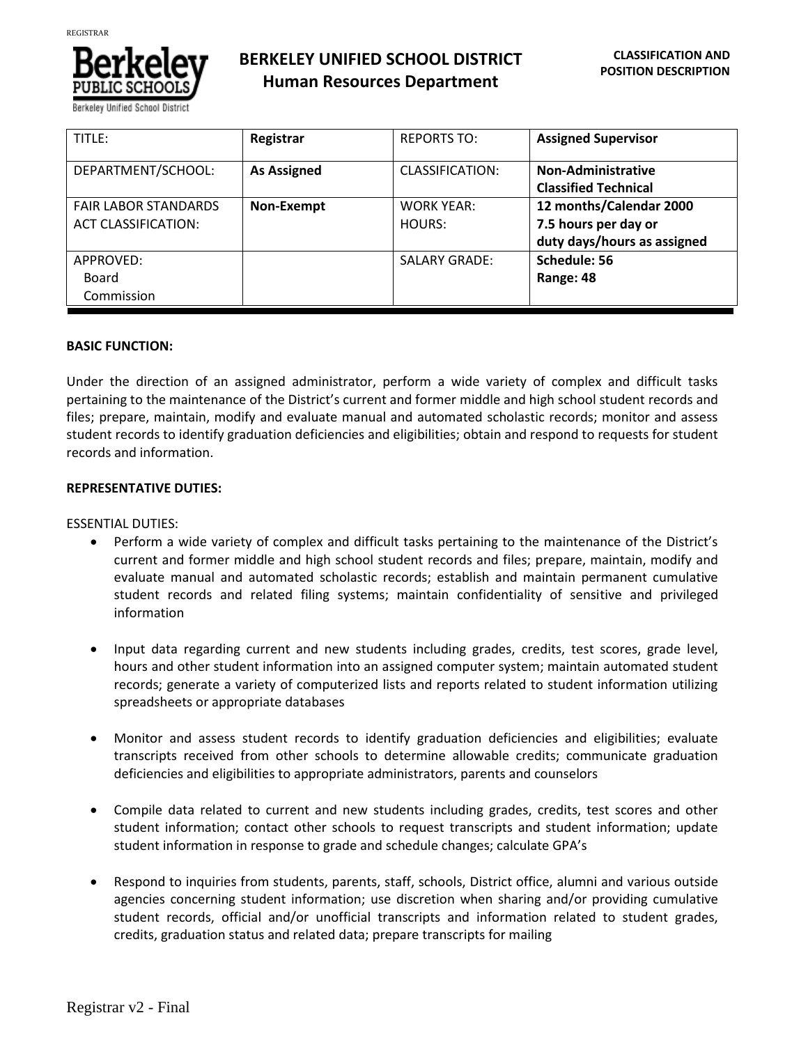# BERKELEY UNIFIED SCHOOL DISTRICT
## Human Resources Department

**CLASSIFICATION AND POSITION DESCRIPTION**

| TITLE: | **Registrar** | REPORTS TO: | **Assigned Supervisor** |
|---|---|---|---|
| DEPARTMENT/SCHOOL: | **As Assigned** | CLASSIFICATION: | **Non-Administrative Classified Technical** |
| FAIR LABOR STANDARDS ACT CLASSIFICATION: | **Non-Exempt** | WORK YEAR: HOURS: | **12 months/Calendar 2000 7.5 hours per day or duty days/hours as assigned** |
| APPROVED: Board Commission | | SALARY GRADE: | **Schedule: 56 Range: 48** |

**BASIC FUNCTION:**

Under the direction of an assigned administrator, perform a wide variety of complex and difficult tasks pertaining to the maintenance of the District's current and former middle and high school student records and files; prepare, maintain, modify and evaluate manual and automated scholastic records; monitor and assess student records to identify graduation deficiencies and eligibilities; obtain and respond to requests for student records and information.

**REPRESENTATIVE DUTIES:**

ESSENTIAL DUTIES:

- Perform a wide variety of complex and difficult tasks pertaining to the maintenance of the District's current and former middle and high school student records and files; prepare, maintain, modify and evaluate manual and automated scholastic records; establish and maintain permanent cumulative student records and related filing systems; maintain confidentiality of sensitive and privileged information

- Input data regarding current and new students including grades, credits, test scores, grade level, hours and other student information into an assigned computer system; maintain automated student records; generate a variety of computerized lists and reports related to student information utilizing spreadsheets or appropriate databases

- Monitor and assess student records to identify graduation deficiencies and eligibilities; evaluate transcripts received from other schools to determine allowable credits; communicate graduation deficiencies and eligibilities to appropriate administrators, parents and counselors

- Compile data related to current and new students including grades, credits, test scores and other student information; contact other schools to request transcripts and student information; update student information in response to grade and schedule changes; calculate GPA's

- Respond to inquiries from students, parents, staff, schools, District office, alumni and various outside agencies concerning student information; use discretion when sharing and/or providing cumulative student records, official and/or unofficial transcripts and information related to student grades, credits, graduation status and related data; prepare transcripts for mailing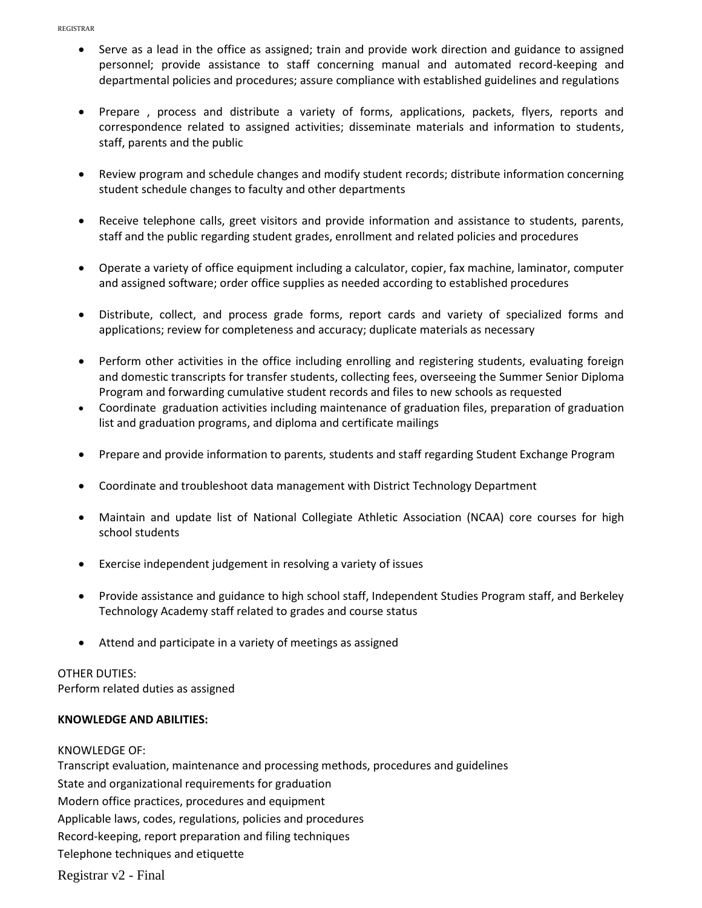- Serve as a lead in the office as assigned; train and provide work direction and guidance to assigned personnel; provide assistance to staff concerning manual and automated record-keeping and departmental policies and procedures; assure compliance with established guidelines and regulations

- Prepare , process and distribute a variety of forms, applications, packets, flyers, reports and correspondence related to assigned activities; disseminate materials and information to students, staff, parents and the public

- Review program and schedule changes and modify student records; distribute information concerning student schedule changes to faculty and other departments

- Receive telephone calls, greet visitors and provide information and assistance to students, parents, staff and the public regarding student grades, enrollment and related policies and procedures

- Operate a variety of office equipment including a calculator, copier, fax machine, laminator, computer and assigned software; order office supplies as needed according to established procedures

- Distribute, collect, and process grade forms, report cards and variety of specialized forms and applications; review for completeness and accuracy; duplicate materials as necessary

- Perform other activities in the office including enrolling and registering students, evaluating foreign and domestic transcripts for transfer students, collecting fees, overseeing the Summer Senior Diploma Program and forwarding cumulative student records and files to new schools as requested
- Coordinate graduation activities including maintenance of graduation files, preparation of graduation list and graduation programs, and diploma and certificate mailings

- Prepare and provide information to parents, students and staff regarding Student Exchange Program

- Coordinate and troubleshoot data management with District Technology Department

- Maintain and update list of National Collegiate Athletic Association (NCAA) core courses for high school students

- Exercise independent judgement in resolving a variety of issues

- Provide assistance and guidance to high school staff, Independent Studies Program staff, and Berkeley Technology Academy staff related to grades and course status

- Attend and participate in a variety of meetings as assigned

OTHER DUTIES:
Perform related duties as assigned

**KNOWLEDGE AND ABILITIES:**

KNOWLEDGE OF:
Transcript evaluation, maintenance and processing methods, procedures and guidelines
State and organizational requirements for graduation
Modern office practices, procedures and equipment
Applicable laws, codes, regulations, policies and procedures
Record-keeping, report preparation and filing techniques
Telephone techniques and etiquette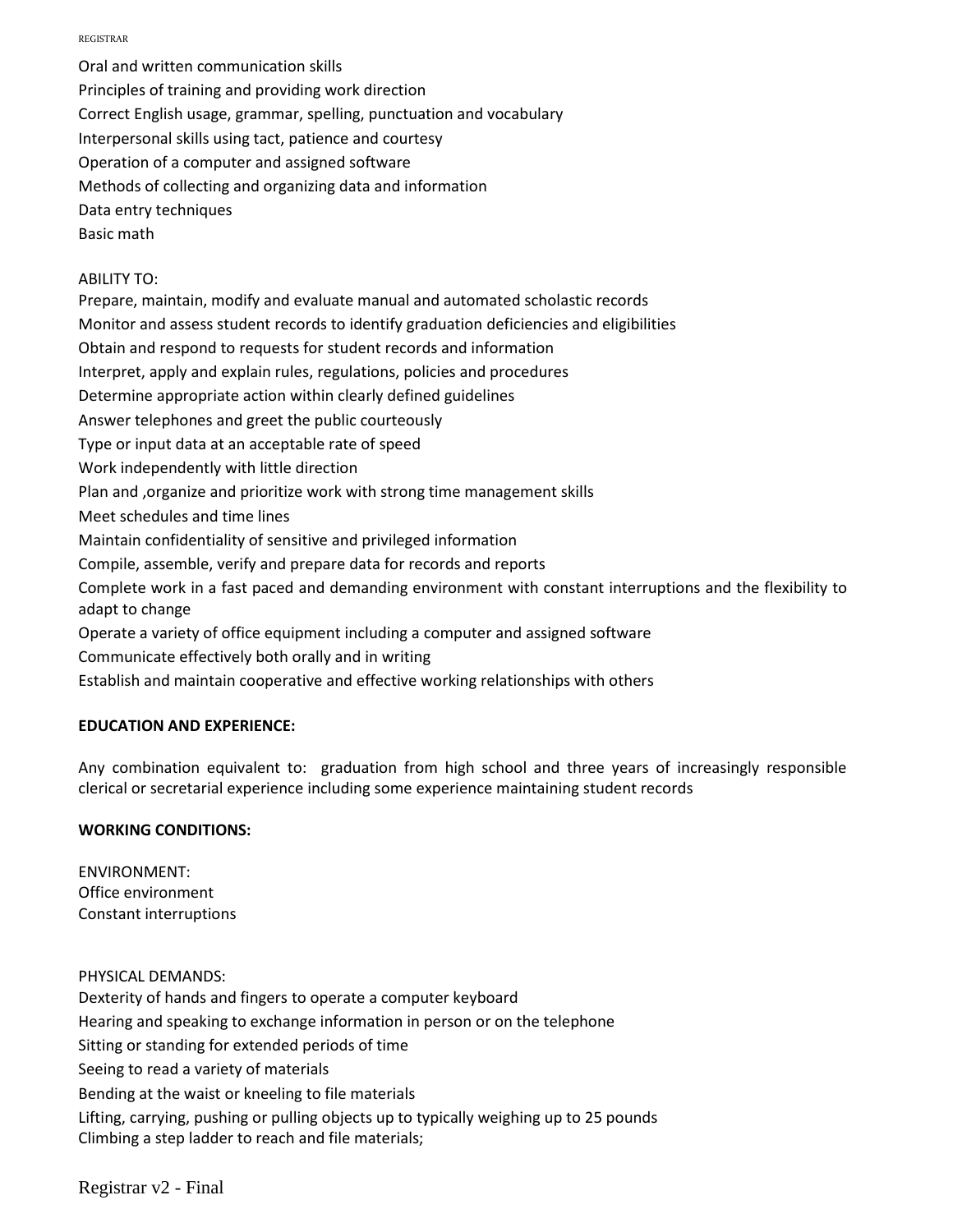Oral and written communication skills
Principles of training and providing work direction
Correct English usage, grammar, spelling, punctuation and vocabulary
Interpersonal skills using tact, patience and courtesy
Operation of a computer and assigned software
Methods of collecting and organizing data and information
Data entry techniques
Basic math

ABILITY TO:
Prepare, maintain, modify and evaluate manual and automated scholastic records
Monitor and assess student records to identify graduation deficiencies and eligibilities
Obtain and respond to requests for student records and information
Interpret, apply and explain rules, regulations, policies and procedures
Determine appropriate action within clearly defined guidelines
Answer telephones and greet the public courteously
Type or input data at an acceptable rate of speed
Work independently with little direction
Plan and ,organize and prioritize work with strong time management skills
Meet schedules and time lines
Maintain confidentiality of sensitive and privileged information
Compile, assemble, verify and prepare data for records and reports
Complete work in a fast paced and demanding environment with constant interruptions and the flexibility to adapt to change
Operate a variety of office equipment including a computer and assigned software
Communicate effectively both orally and in writing
Establish and maintain cooperative and effective working relationships with others

**EDUCATION AND EXPERIENCE:**

Any combination equivalent to: graduation from high school and three years of increasingly responsible clerical or secretarial experience including some experience maintaining student records

**WORKING CONDITIONS:**

ENVIRONMENT:
Office environment
Constant interruptions

PHYSICAL DEMANDS:
Dexterity of hands and fingers to operate a computer keyboard
Hearing and speaking to exchange information in person or on the telephone
Sitting or standing for extended periods of time
Seeing to read a variety of materials
Bending at the waist or kneeling to file materials
Lifting, carrying, pushing or pulling objects up to typically weighing up to 25 pounds
Climbing a step ladder to reach and file materials;